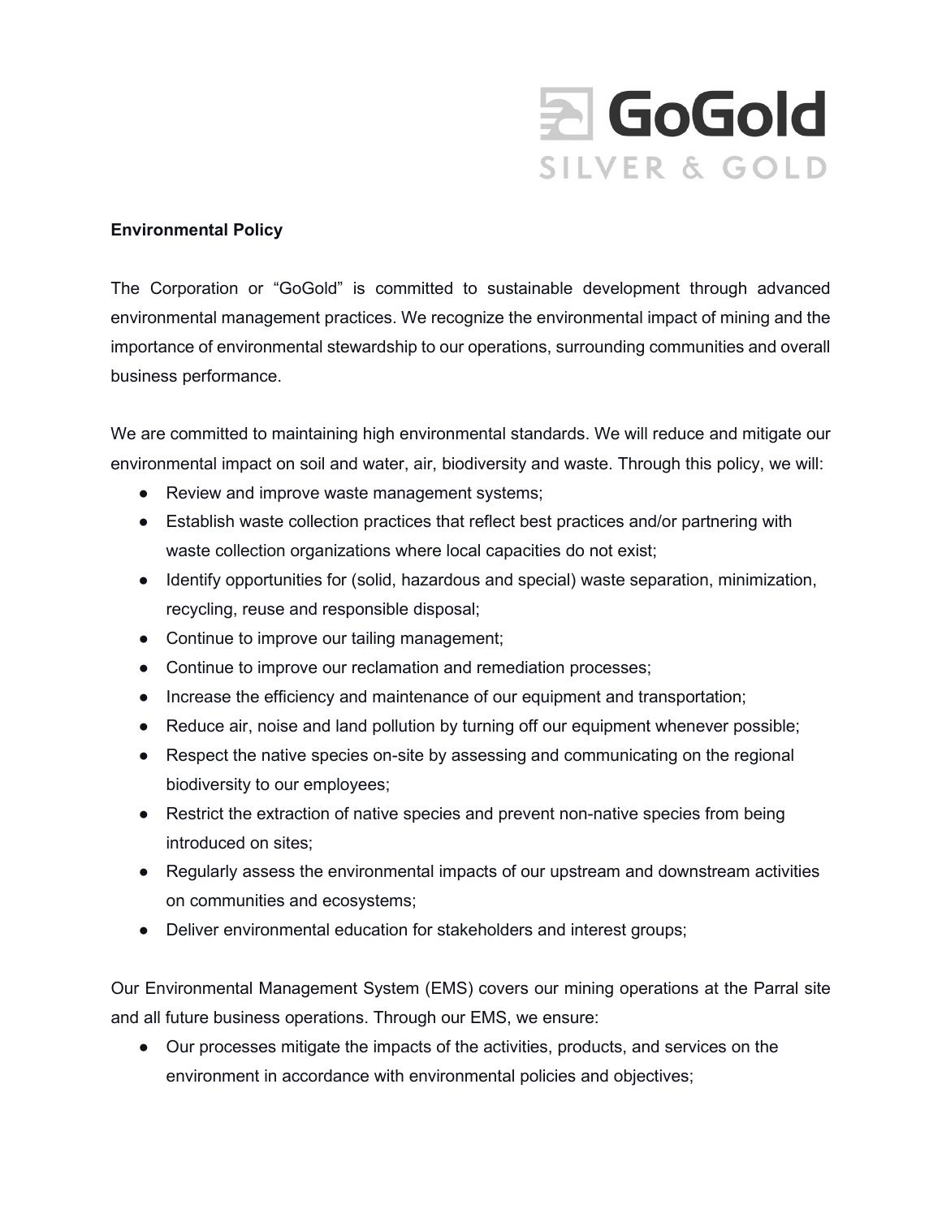# GoGold

SILVER & GOLD

**Environmental Policy**

The Corporation or "GoGold" is committed to sustainable development through advanced environmental management practices. We recognize the environmental impact of mining and the importance of environmental stewardship to our operations, surrounding communities and overall business performance.

We are committed to maintaining high environmental standards. We will reduce and mitigate our environmental impact on soil and water, air, biodiversity and waste. Through this policy, we will:

- Review and improve waste management systems;
- Establish waste collection practices that reflect best practices and/or partnering with waste collection organizations where local capacities do not exist;
- Identify opportunities for (solid, hazardous and special) waste separation, minimization, recycling, reuse and responsible disposal;
- Continue to improve our tailing management;
- Continue to improve our reclamation and remediation processes;
- Increase the efficiency and maintenance of our equipment and transportation;
- Reduce air, noise and land pollution by turning off our equipment whenever possible;
- Respect the native species on-site by assessing and communicating on the regional biodiversity to our employees;
- Restrict the extraction of native species and prevent non-native species from being introduced on sites;
- Regularly assess the environmental impacts of our upstream and downstream activities on communities and ecosystems;
- Deliver environmental education for stakeholders and interest groups;

Our Environmental Management System (EMS) covers our mining operations at the Parral site and all future business operations. Through our EMS, we ensure:

- Our processes mitigate the impacts of the activities, products, and services on the environment in accordance with environmental policies and objectives;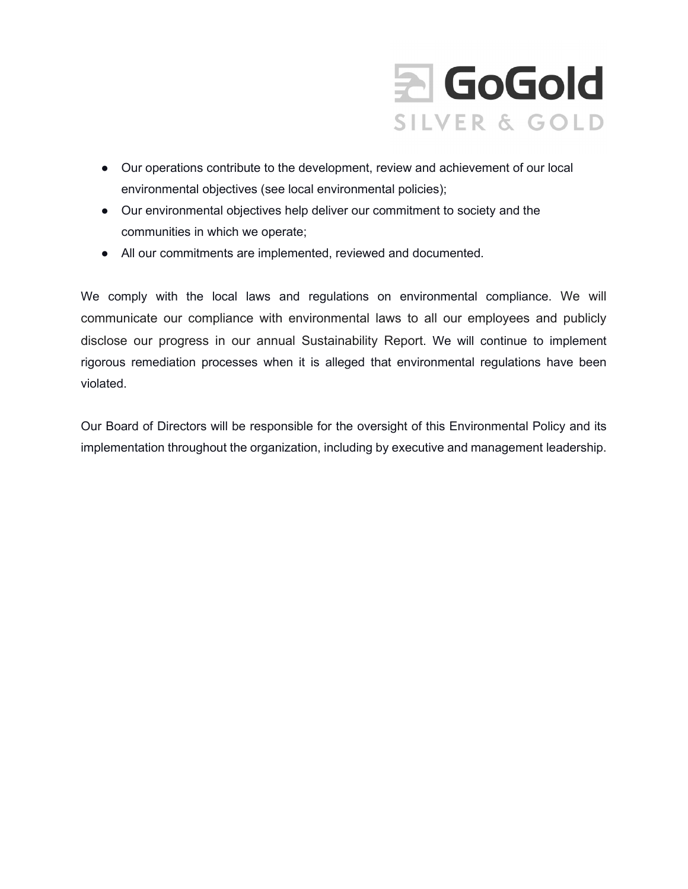- Our operations contribute to the development, review and achievement of our local environmental objectives (see local environmental policies);
- Our environmental objectives help deliver our commitment to society and the communities in which we operate;
- All our commitments are implemented, reviewed and documented.

We comply with the local laws and regulations on environmental compliance. We will communicate our compliance with environmental laws to all our employees and publicly disclose our progress in our annual Sustainability Report. We will continue to implement rigorous remediation processes when it is alleged that environmental regulations have been violated.

Our Board of Directors will be responsible for the oversight of this Environmental Policy and its implementation throughout the organization, including by executive and management leadership.